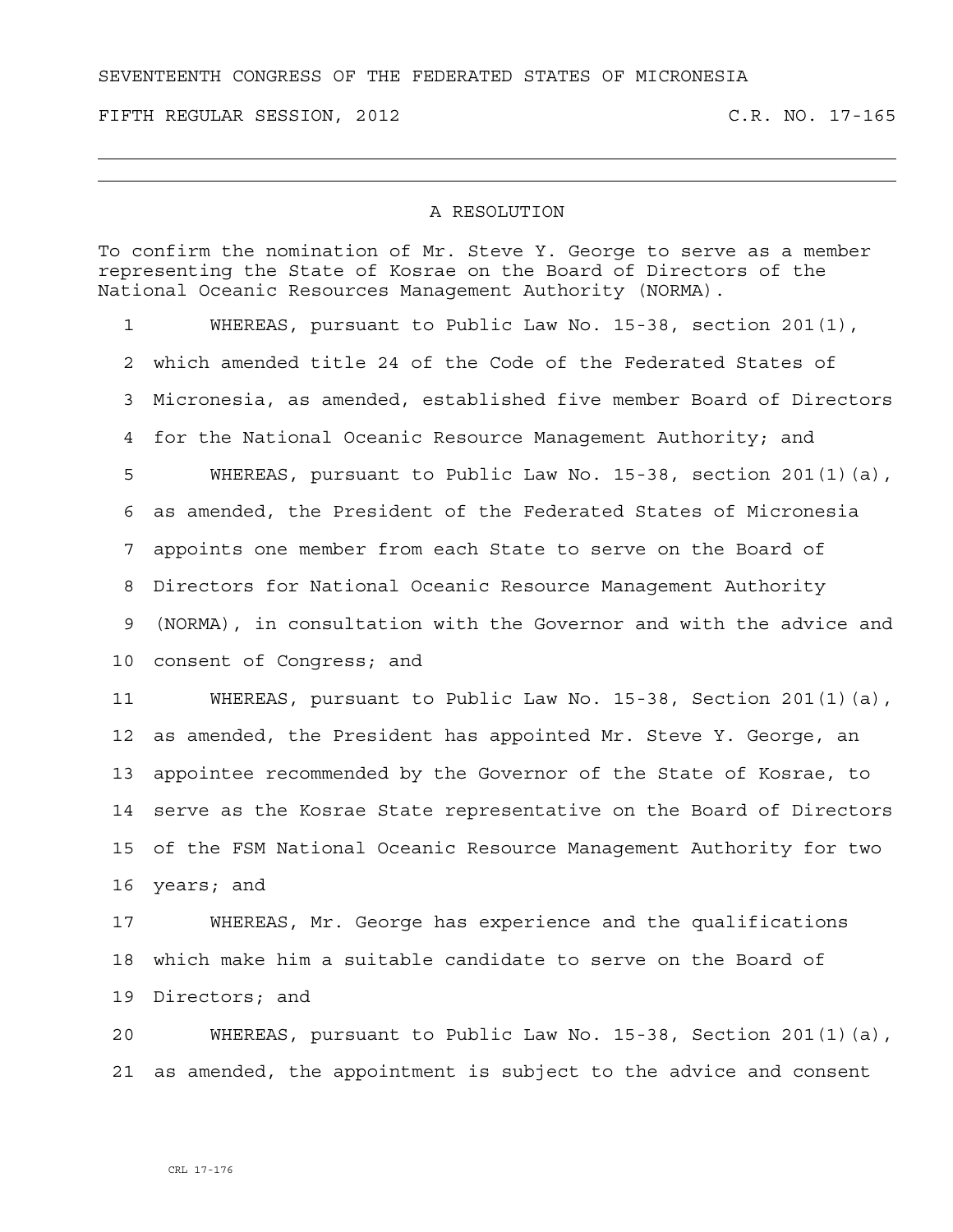SEVENTEENTH CONGRESS OF THE FEDERATED STATES OF MICRONESIA

FIFTH REGULAR SESSION, 2012 C.R. NO. 17-165

---

# A RESOLUTION

To confirm the nomination of Mr. Steve Y. George to serve as a member representing the State of Kosrae on the Board of Directors of the National Oceanic Resources Management Authority (NORMA).

WHEREAS, pursuant to Public Law No. 15-38, section 201(1), which amended title 24 of the Code of the Federated States of Micronesia, as amended, established five member Board of Directors for the National Oceanic Resource Management Authority; and

WHEREAS, pursuant to Public Law No. 15-38, section 201(1)(a), as amended, the President of the Federated States of Micronesia appoints one member from each State to serve on the Board of Directors for National Oceanic Resource Management Authority (NORMA), in consultation with the Governor and with the advice and consent of Congress; and

WHEREAS, pursuant to Public Law No. 15-38, Section 201(1)(a), as amended, the President has appointed Mr. Steve Y. George, an appointee recommended by the Governor of the State of Kosrae, to serve as the Kosrae State representative on the Board of Directors of the FSM National Oceanic Resource Management Authority for two years; and

WHEREAS, Mr. George has experience and the qualifications which make him a suitable candidate to serve on the Board of Directors; and

WHEREAS, pursuant to Public Law No. 15-38, Section 201(1)(a), as amended, the appointment is subject to the advice and consent

CRL 17-176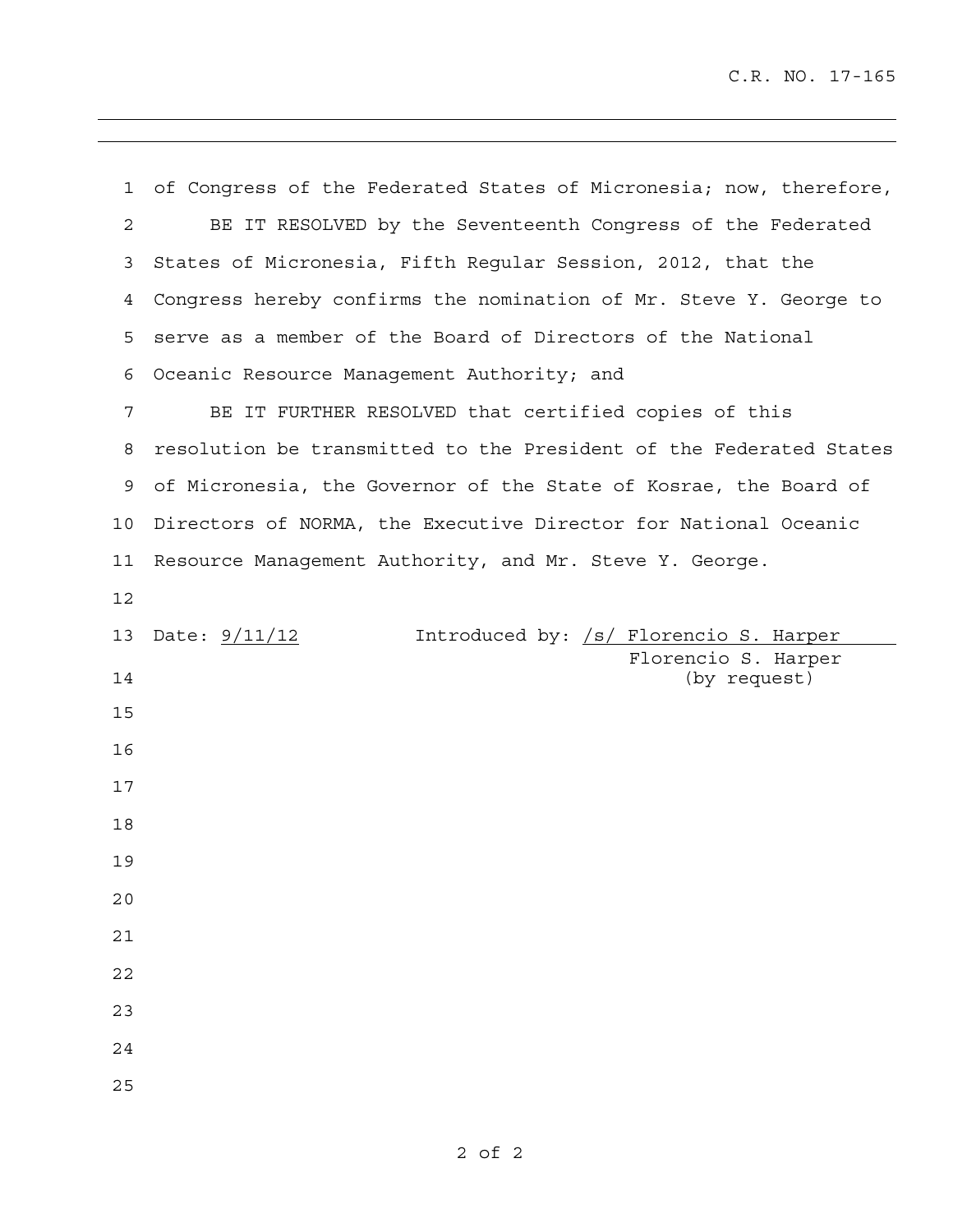of Congress of the Federated States of Micronesia; now, therefore,

BE IT RESOLVED by the Seventeenth Congress of the Federated States of Micronesia, Fifth Regular Session, 2012, that the Congress hereby confirms the nomination of Mr. Steve Y. George to serve as a member of the Board of Directors of the National Oceanic Resource Management Authority; and

BE IT FURTHER RESOLVED that certified copies of this resolution be transmitted to the President of the Federated States of Micronesia, the Governor of the State of Kosrae, the Board of Directors of NORMA, the Executive Director for National Oceanic Resource Management Authority, and Mr. Steve Y. George.

Date: 9/11/12

Introduced by: /s/ Florencio S. Harper
Florencio S. Harper
(by request)